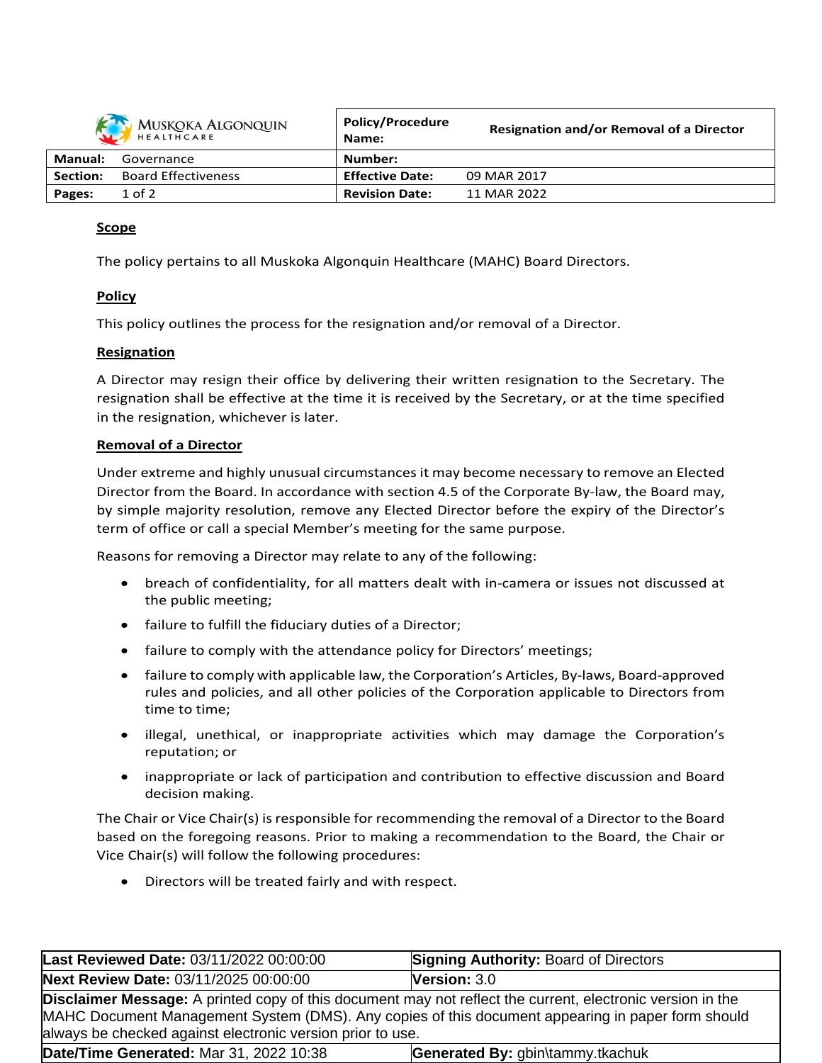| MUSKOKA ALGONQUIN HEALTHCARE | Policy/Procedure Name: | Resignation and/or Removal of a Director |
|---|---|---|
| **Manual:** Governance | **Number:** | |
| **Section:** Board Effectiveness | **Effective Date:** | 09 MAR 2017 |
| **Pages:** 1 of 2 | **Revision Date:** | 11 MAR 2022 |

## Scope

The policy pertains to all Muskoka Algonquin Healthcare (MAHC) Board Directors.

## Policy

This policy outlines the process for the resignation and/or removal of a Director.

## Resignation

A Director may resign their office by delivering their written resignation to the Secretary. The resignation shall be effective at the time it is received by the Secretary, or at the time specified in the resignation, whichever is later.

## Removal of a Director

Under extreme and highly unusual circumstances it may become necessary to remove an Elected Director from the Board. In accordance with section 4.5 of the Corporate By-law, the Board may, by simple majority resolution, remove any Elected Director before the expiry of the Director's term of office or call a special Member's meeting for the same purpose.

Reasons for removing a Director may relate to any of the following:

- breach of confidentiality, for all matters dealt with in-camera or issues not discussed at the public meeting;
- failure to fulfill the fiduciary duties of a Director;
- failure to comply with the attendance policy for Directors' meetings;
- failure to comply with applicable law, the Corporation's Articles, By-laws, Board-approved rules and policies, and all other policies of the Corporation applicable to Directors from time to time;
- illegal, unethical, or inappropriate activities which may damage the Corporation's reputation; or
- inappropriate or lack of participation and contribution to effective discussion and Board decision making.

The Chair or Vice Chair(s) is responsible for recommending the removal of a Director to the Board based on the foregoing reasons. Prior to making a recommendation to the Board, the Chair or Vice Chair(s) will follow the following procedures:

- Directors will be treated fairly and with respect.

| **Last Reviewed Date:** 03/11/2022 00:00:00 | **Signing Authority:** Board of Directors |
|---|---|
| **Next Review Date:** 03/11/2025 00:00:00 | **Version:** 3.0 |
| **Disclaimer Message:** A printed copy of this document may not reflect the current, electronic version in the MAHC Document Management System (DMS). Any copies of this document appearing in paper form should always be checked against electronic version prior to use. | |
| **Date/Time Generated:** Mar 31, 2022 10:38 | **Generated By:** gbin\tammy.tkachuk |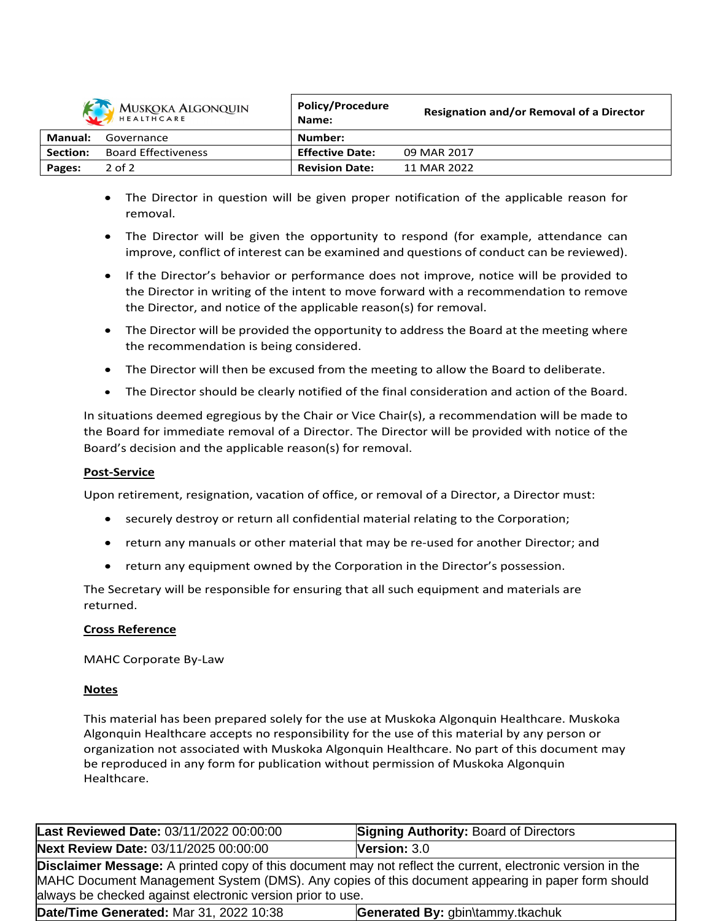- The Director in question will be given proper notification of the applicable reason for removal.
- The Director will be given the opportunity to respond (for example, attendance can improve, conflict of interest can be examined and questions of conduct can be reviewed).
- If the Director's behavior or performance does not improve, notice will be provided to the Director in writing of the intent to move forward with a recommendation to remove the Director, and notice of the applicable reason(s) for removal.
- The Director will be provided the opportunity to address the Board at the meeting where the recommendation is being considered.
- The Director will then be excused from the meeting to allow the Board to deliberate.
- The Director should be clearly notified of the final consideration and action of the Board.

In situations deemed egregious by the Chair or Vice Chair(s), a recommendation will be made to the Board for immediate removal of a Director. The Director will be provided with notice of the Board's decision and the applicable reason(s) for removal.

**Post-Service**

Upon retirement, resignation, vacation of office, or removal of a Director, a Director must:

- securely destroy or return all confidential material relating to the Corporation;
- return any manuals or other material that may be re-used for another Director; and
- return any equipment owned by the Corporation in the Director's possession.

The Secretary will be responsible for ensuring that all such equipment and materials are returned.

**Cross Reference**

MAHC Corporate By-Law

**Notes**

This material has been prepared solely for the use at Muskoka Algonquin Healthcare. Muskoka Algonquin Healthcare accepts no responsibility for the use of this material by any person or organization not associated with Muskoka Algonquin Healthcare. No part of this document may be reproduced in any form for publication without permission of Muskoka Algonquin Healthcare.

| | |
|---|---|
| **Last Reviewed Date:** 03/11/2022 00:00:00 | **Signing Authority:** Board of Directors |
| **Next Review Date:** 03/11/2025 00:00:00 | **Version:** 3.0 |
| **Disclaimer Message:** A printed copy of this document may not reflect the current, electronic version in the MAHC Document Management System (DMS). Any copies of this document appearing in paper form should always be checked against electronic version prior to use. | |
| **Date/Time Generated:** Mar 31, 2022 10:38 | **Generated By:** gbin\tammy.tkachuk |